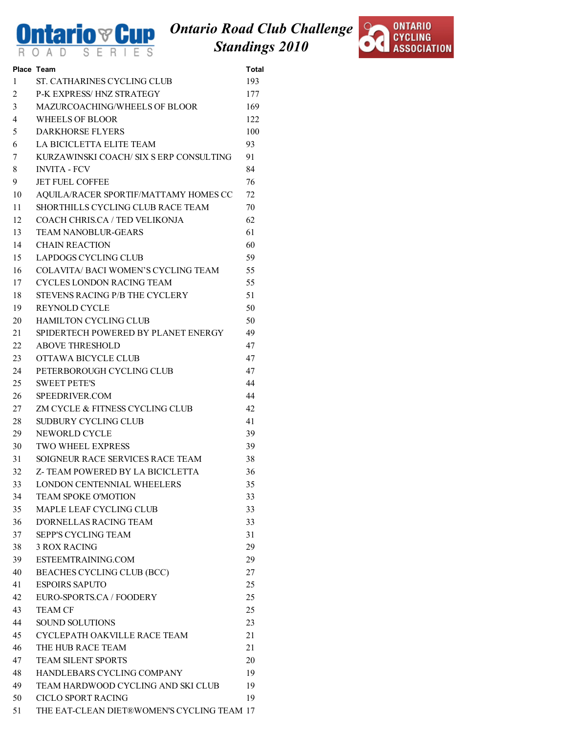# Ontario Road Club Challenge Standings 2010

| Place | Team | Total |
|---|---|---|
| 1 | ST. CATHARINES CYCLING CLUB | 193 |
| 2 | P-K EXPRESS/ HNZ STRATEGY | 177 |
| 3 | MAZURCOACHING/WHEELS OF BLOOR | 169 |
| 4 | WHEELS OF BLOOR | 122 |
| 5 | DARKHORSE FLYERS | 100 |
| 6 | LA BICICLETTA ELITE TEAM | 93 |
| 7 | KURZAWINSKI COACH/ SIX S ERP CONSULTING | 91 |
| 8 | INVITA - FCV | 84 |
| 9 | JET FUEL COFFEE | 76 |
| 10 | AQUILA/RACER SPORTIF/MATTAMY HOMES CC | 72 |
| 11 | SHORTHILLS CYCLING CLUB RACE TEAM | 70 |
| 12 | COACH CHRIS.CA / TED VELIKONJA | 62 |
| 13 | TEAM NANOBLUR-GEARS | 61 |
| 14 | CHAIN REACTION | 60 |
| 15 | LAPDOGS CYCLING CLUB | 59 |
| 16 | COLAVITA/ BACI WOMEN'S CYCLING TEAM | 55 |
| 17 | CYCLES LONDON RACING TEAM | 55 |
| 18 | STEVENS RACING P/B THE CYCLERY | 51 |
| 19 | REYNOLD CYCLE | 50 |
| 20 | HAMILTON CYCLING CLUB | 50 |
| 21 | SPIDERTECH POWERED BY PLANET ENERGY | 49 |
| 22 | ABOVE THRESHOLD | 47 |
| 23 | OTTAWA BICYCLE CLUB | 47 |
| 24 | PETERBOROUGH CYCLING CLUB | 47 |
| 25 | SWEET PETE'S | 44 |
| 26 | SPEEDRIVER.COM | 44 |
| 27 | ZM CYCLE & FITNESS CYCLING CLUB | 42 |
| 28 | SUDBURY CYCLING CLUB | 41 |
| 29 | NEWORLD CYCLE | 39 |
| 30 | TWO WHEEL EXPRESS | 39 |
| 31 | SOIGNEUR RACE SERVICES RACE TEAM | 38 |
| 32 | Z- TEAM POWERED BY LA BICICLETTA | 36 |
| 33 | LONDON CENTENNIAL WHEELERS | 35 |
| 34 | TEAM SPOKE O'MOTION | 33 |
| 35 | MAPLE LEAF CYCLING CLUB | 33 |
| 36 | D'ORNELLAS RACING TEAM | 33 |
| 37 | SEPP'S CYCLING TEAM | 31 |
| 38 | 3 ROX RACING | 29 |
| 39 | ESTEEMTRAINING.COM | 29 |
| 40 | BEACHES CYCLING CLUB (BCC) | 27 |
| 41 | ESPOIRS SAPUTO | 25 |
| 42 | EURO-SPORTS.CA / FOODERY | 25 |
| 43 | TEAM CF | 25 |
| 44 | SOUND SOLUTIONS | 23 |
| 45 | CYCLEPATH OAKVILLE RACE TEAM | 21 |
| 46 | THE HUB RACE TEAM | 21 |
| 47 | TEAM SILENT SPORTS | 20 |
| 48 | HANDLEBARS CYCLING COMPANY | 19 |
| 49 | TEAM HARDWOOD CYCLING AND SKI CLUB | 19 |
| 50 | CICLO SPORT RACING | 19 |
| 51 | THE EAT-CLEAN DIET®WOMEN'S CYCLING TEAM | 17 |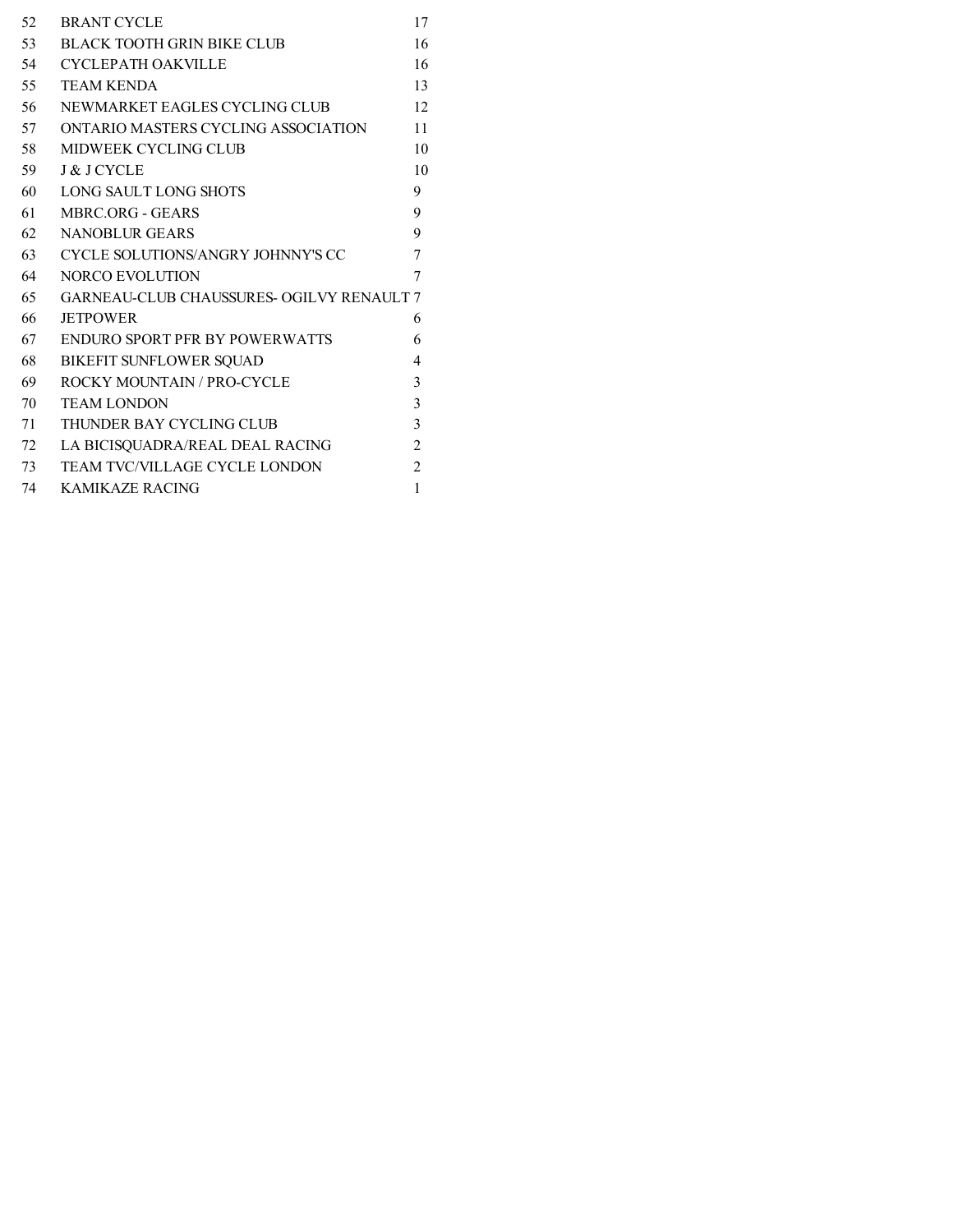| | | |
|---|---|---|
| 52 | BRANT CYCLE | 17 |
| 53 | BLACK TOOTH GRIN BIKE CLUB | 16 |
| 54 | CYCLEPATH OAKVILLE | 16 |
| 55 | TEAM KENDA | 13 |
| 56 | NEWMARKET EAGLES CYCLING CLUB | 12 |
| 57 | ONTARIO MASTERS CYCLING ASSOCIATION | 11 |
| 58 | MIDWEEK CYCLING CLUB | 10 |
| 59 | J & J CYCLE | 10 |
| 60 | LONG SAULT LONG SHOTS | 9 |
| 61 | MBRC.ORG - GEARS | 9 |
| 62 | NANOBLUR GEARS | 9 |
| 63 | CYCLE SOLUTIONS/ANGRY JOHNNY'S CC | 7 |
| 64 | NORCO EVOLUTION | 7 |
| 65 | GARNEAU-CLUB CHAUSSURES- OGILVY RENAULT | 7 |
| 66 | JETPOWER | 6 |
| 67 | ENDURO SPORT PFR BY POWERWATTS | 6 |
| 68 | BIKEFIT SUNFLOWER SQUAD | 4 |
| 69 | ROCKY MOUNTAIN / PRO-CYCLE | 3 |
| 70 | TEAM LONDON | 3 |
| 71 | THUNDER BAY CYCLING CLUB | 3 |
| 72 | LA BICISQUADRA/REAL DEAL RACING | 2 |
| 73 | TEAM TVC/VILLAGE CYCLE LONDON | 2 |
| 74 | KAMIKAZE RACING | 1 |